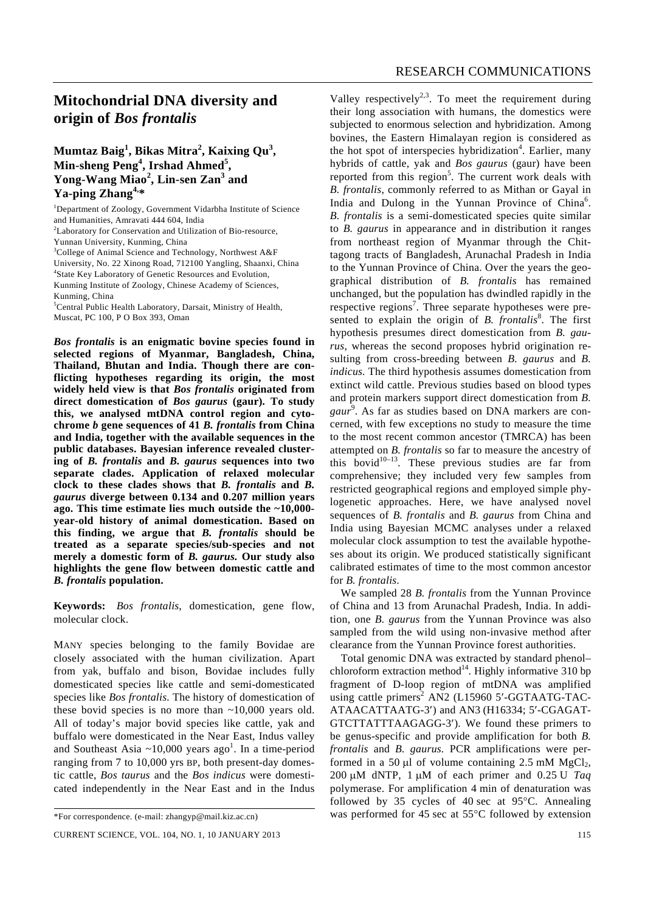# Mitochondrial DNA diversity and origin of *Bos frontalis*

**Mumtaz Baig[1], Bikas Mitra[2], Kaixing Qu[3], Min-sheng Peng[4], Irshad Ahmed[5], Yong-Wang Miao[2], Lin-sen Zan[3] and Ya-ping Zhang[4,*]**

[1]Department of Zoology, Government Vidarbha Institute of Science and Humanities, Amravati 444 604, India
[2]Laboratory for Conservation and Utilization of Bio-resource, Yunnan University, Kunming, China
[3]College of Animal Science and Technology, Northwest A&F University, No. 22 Xinong Road, 712100 Yangling, Shaanxi, China
[4]State Key Laboratory of Genetic Resources and Evolution, Kunming Institute of Zoology, Chinese Academy of Sciences, Kunming, China
[5]Central Public Health Laboratory, Darsait, Ministry of Health, Muscat, PC 100, P O Box 393, Oman

***Bos frontalis* is an enigmatic bovine species found in selected regions of Myanmar, Bangladesh, China, Thailand, Bhutan and India. Though there are conflicting hypotheses regarding its origin, the most widely held view is that *Bos frontalis* originated from direct domestication of *Bos gaurus* (gaur). To study this, we analysed mtDNA control region and cytochrome *b* gene sequences of 41 *B. frontalis* from China and India, together with the available sequences in the public databases. Bayesian inference revealed clustering of *B. frontalis* and *B. gaurus* sequences into two separate clades. Application of relaxed molecular clock to these clades shows that *B. frontalis* and *B. gaurus* diverge between 0.134 and 0.207 million years ago. This time estimate lies much outside the ~10,000-year-old history of animal domestication. Based on this finding, we argue that *B. frontalis* should be treated as a separate species/sub-species and not merely a domestic form of *B. gaurus*. Our study also highlights the gene flow between domestic cattle and *B. frontalis* population.**

**Keywords:** *Bos frontalis*, domestication, gene flow, molecular clock.

MANY species belonging to the family Bovidae are closely associated with the human civilization. Apart from yak, buffalo and bison, Bovidae includes fully domesticated species like cattle and semi-domesticated species like *Bos frontalis*. The history of domestication of these bovid species is no more than ~10,000 years old. All of today's major bovid species like cattle, yak and buffalo were domesticated in the Near East, Indus valley and Southeast Asia ~10,000 years ago[1]. In a time-period ranging from 7 to 10,000 yrs BP, both present-day domestic cattle, *Bos taurus* and the *Bos indicus* were domesticated independently in the Near East and in the Indus Valley respectively[2,3]. To meet the requirement during their long association with humans, the domestics were subjected to enormous selection and hybridization. Among bovines, the Eastern Himalayan region is considered as the hot spot of interspecies hybridization[4]. Earlier, many hybrids of cattle, yak and *Bos gaurus* (gaur) have been reported from this region[5]. The current work deals with *B. frontalis*, commonly referred to as Mithan or Gayal in India and Dulong in the Yunnan Province of China[6]. *B. frontalis* is a semi-domesticated species quite similar to *B. gaurus* in appearance and in distribution it ranges from northeast region of Myanmar through the Chittagong tracts of Bangladesh, Arunachal Pradesh in India to the Yunnan Province of China. Over the years the geographical distribution of *B. frontalis* has remained unchanged, but the population has dwindled rapidly in the respective regions[7]. Three separate hypotheses were presented to explain the origin of *B. frontalis*[8]. The first hypothesis presumes direct domestication from *B. gaurus*, whereas the second proposes hybrid origination resulting from cross-breeding between *B. gaurus* and *B. indicus*. The third hypothesis assumes domestication from extinct wild cattle. Previous studies based on blood types and protein markers support direct domestication from *B. gaur*[9]. As far as studies based on DNA markers are concerned, with few exceptions no study to measure the time to the most recent common ancestor (TMRCA) has been attempted on *B. frontalis* so far to measure the ancestry of this bovid[10–13]. These previous studies are far from comprehensive; they included very few samples from restricted geographical regions and employed simple phylogenetic approaches. Here, we have analysed novel sequences of *B. frontalis* and *B. gaurus* from China and India using Bayesian MCMC analyses under a relaxed molecular clock assumption to test the available hypotheses about its origin. We produced statistically significant calibrated estimates of time to the most recent common ancestor for *B. frontalis*.

We sampled 28 *B. frontalis* from the Yunnan Province of China and 13 from Arunachal Pradesh, India. In addition, one *B. gaurus* from the Yunnan Province was also sampled from the wild using non-invasive method after clearance from the Yunnan Province forest authorities.

Total genomic DNA was extracted by standard phenol–chloroform extraction method[14]. Highly informative 310 bp fragment of D-loop region of mtDNA was amplified using cattle primers[2] AN2 (L15960 5′-GGTAATG-TAC-ATAACATTAATG-3′) and AN3 (H16334; 5′-CGAGAT-GTCTTATTTAAGAGG-3′). We found these primers to be genus-specific and provide amplification for both *B. frontalis* and *B. gaurus*. PCR amplifications were performed in a 50 μl of volume containing 2.5 mM $MgCl_2$, 200 μM dNTP, 1 μM of each primer and 0.25 U *Taq* polymerase. For amplification 4 min of denaturation was followed by 35 cycles of 40 sec at 95°C. Annealing was performed for 45 sec at 55°C followed by extension

*For correspondence. (e-mail: zhangyp@mail.kiz.ac.cn)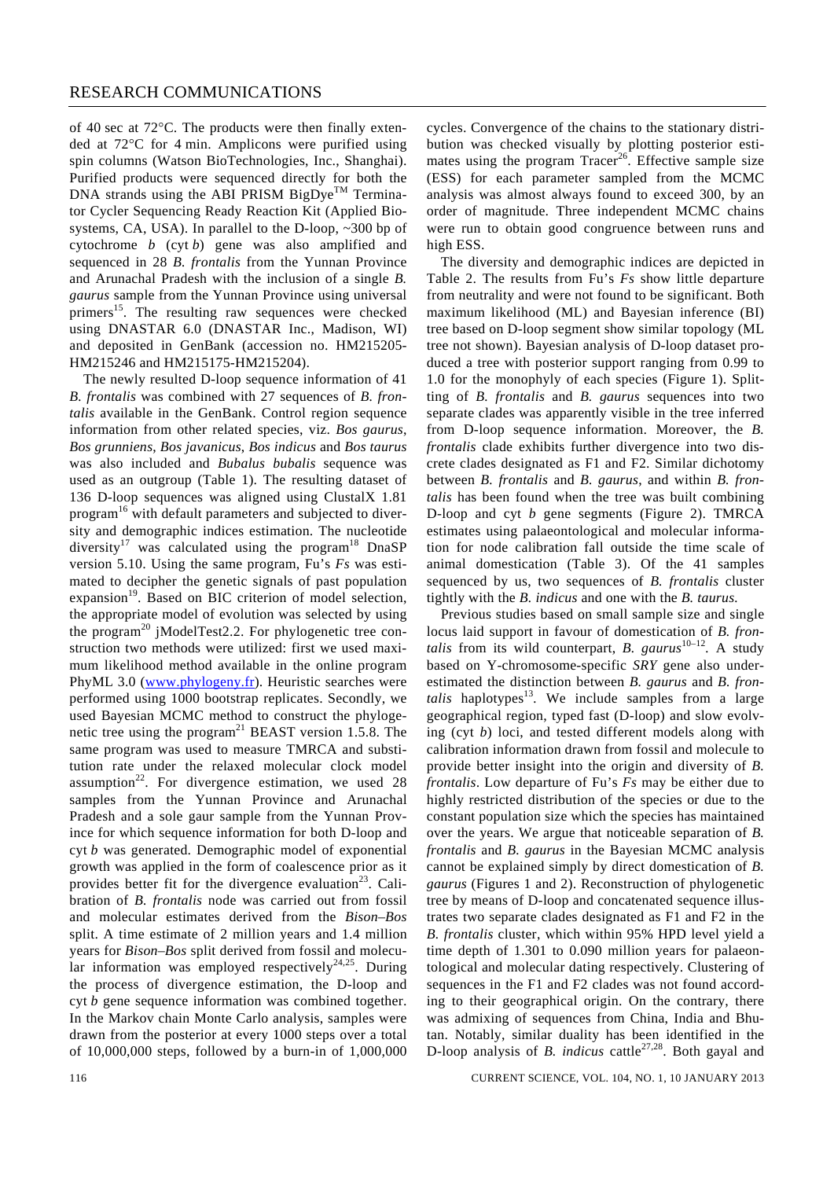of 40 sec at 72°C. The products were then finally extended at 72°C for 4 min. Amplicons were purified using spin columns (Watson BioTechnologies, Inc., Shanghai). Purified products were sequenced directly for both the DNA strands using the ABI PRISM BigDye™ Terminator Cycler Sequencing Ready Reaction Kit (Applied Biosystems, CA, USA). In parallel to the D-loop, ~300 bp of cytochrome *b* (cyt *b*) gene was also amplified and sequenced in 28 *B. frontalis* from the Yunnan Province and Arunachal Pradesh with the inclusion of a single *B. gaurus* sample from the Yunnan Province using universal primers[15]. The resulting raw sequences were checked using DNASTAR 6.0 (DNASTAR Inc., Madison, WI) and deposited in GenBank (accession no. HM215205-HM215246 and HM215175-HM215204).

The newly resulted D-loop sequence information of 41 *B. frontalis* was combined with 27 sequences of *B. frontalis* available in the GenBank. Control region sequence information from other related species, viz. *Bos gaurus*, *Bos grunniens*, *Bos javanicus*, *Bos indicus* and *Bos taurus* was also included and *Bubalus bubalis* sequence was used as an outgroup (Table 1). The resulting dataset of 136 D-loop sequences was aligned using ClustalX 1.81 program[16] with default parameters and subjected to diversity and demographic indices estimation. The nucleotide diversity[17] was calculated using the program[18] DnaSP version 5.10. Using the same program, Fu's *Fs* was estimated to decipher the genetic signals of past population expansion[19]. Based on BIC criterion of model selection, the appropriate model of evolution was selected by using the program[20] jModelTest2.2. For phylogenetic tree construction two methods were utilized: first we used maximum likelihood method available in the online program PhyML 3.0 (www.phylogeny.fr). Heuristic searches were performed using 1000 bootstrap replicates. Secondly, we used Bayesian MCMC method to construct the phylogenetic tree using the program[21] BEAST version 1.5.8. The same program was used to measure TMRCA and substitution rate under the relaxed molecular clock model assumption[22]. For divergence estimation, we used 28 samples from the Yunnan Province and Arunachal Pradesh and a sole gaur sample from the Yunnan Province for which sequence information for both D-loop and cyt *b* was generated. Demographic model of exponential growth was applied in the form of coalescence prior as it provides better fit for the divergence evaluation[23]. Calibration of *B. frontalis* node was carried out from fossil and molecular estimates derived from the *Bison–Bos* split. A time estimate of 2 million years and 1.4 million years for *Bison–Bos* split derived from fossil and molecular information was employed respectively[24,25]. During the process of divergence estimation, the D-loop and cyt *b* gene sequence information was combined together. In the Markov chain Monte Carlo analysis, samples were drawn from the posterior at every 1000 steps over a total of 10,000,000 steps, followed by a burn-in of 1,000,000 cycles. Convergence of the chains to the stationary distribution was checked visually by plotting posterior estimates using the program Tracer[26]. Effective sample size (ESS) for each parameter sampled from the MCMC analysis was almost always found to exceed 300, by an order of magnitude. Three independent MCMC chains were run to obtain good congruence between runs and high ESS.

The diversity and demographic indices are depicted in Table 2. The results from Fu's *Fs* show little departure from neutrality and were not found to be significant. Both maximum likelihood (ML) and Bayesian inference (BI) tree based on D-loop segment show similar topology (ML tree not shown). Bayesian analysis of D-loop dataset produced a tree with posterior support ranging from 0.99 to 1.0 for the monophyly of each species (Figure 1). Splitting of *B. frontalis* and *B. gaurus* sequences into two separate clades was apparently visible in the tree inferred from D-loop sequence information. Moreover, the *B. frontalis* clade exhibits further divergence into two discrete clades designated as F1 and F2. Similar dichotomy between *B. frontalis* and *B. gaurus*, and within *B. frontalis* has been found when the tree was built combining D-loop and cyt *b* gene segments (Figure 2). TMRCA estimates using palaeontological and molecular information for node calibration fall outside the time scale of animal domestication (Table 3). Of the 41 samples sequenced by us, two sequences of *B. frontalis* cluster tightly with the *B. indicus* and one with the *B. taurus*.

Previous studies based on small sample size and single locus laid support in favour of domestication of *B. frontalis* from its wild counterpart, *B. gaurus*[10–12]. A study based on Y-chromosome-specific *SRY* gene also underestimated the distinction between *B. gaurus* and *B. frontalis* haplotypes[13]. We include samples from a large geographical region, typed fast (D-loop) and slow evolving (cyt *b*) loci, and tested different models along with calibration information drawn from fossil and molecule to provide better insight into the origin and diversity of *B. frontalis*. Low departure of Fu's *Fs* may be either due to highly restricted distribution of the species or due to the constant population size which the species has maintained over the years. We argue that noticeable separation of *B. frontalis* and *B. gaurus* in the Bayesian MCMC analysis cannot be explained simply by direct domestication of *B. gaurus* (Figures 1 and 2). Reconstruction of phylogenetic tree by means of D-loop and concatenated sequence illustrates two separate clades designated as F1 and F2 in the *B. frontalis* cluster, which within 95% HPD level yield a time depth of 1.301 to 0.090 million years for palaeontological and molecular dating respectively. Clustering of sequences in the F1 and F2 clades was not found according to their geographical origin. On the contrary, there was admixing of sequences from China, India and Bhutan. Notably, similar duality has been identified in the D-loop analysis of *B. indicus* cattle[27,28]. Both gayal and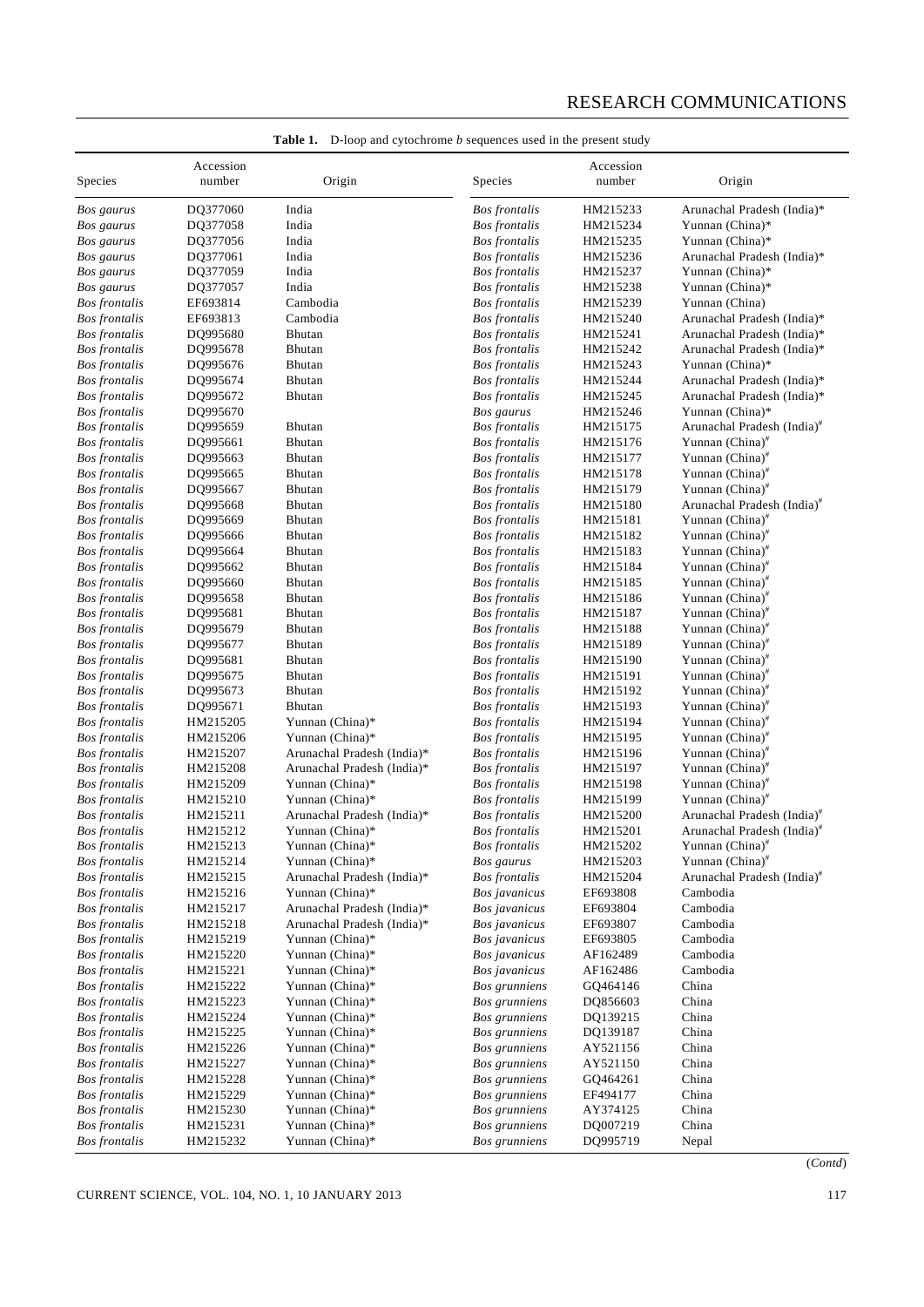**Table 1.** D-loop and cytochrome *b* sequences used in the present study

| Species | Accession number | Origin | Species | Accession number | Origin |
|---|---|---|---|---|---|
| *Bos gaurus* | DQ377060 | India | *Bos frontalis* | HM215233 | Arunachal Pradesh (India)* |
| *Bos gaurus* | DQ377058 | India | *Bos frontalis* | HM215234 | Yunnan (China)* |
| *Bos gaurus* | DQ377056 | India | *Bos frontalis* | HM215235 | Yunnan (China)* |
| *Bos gaurus* | DQ377061 | India | *Bos frontalis* | HM215236 | Arunachal Pradesh (India)* |
| *Bos gaurus* | DQ377059 | India | *Bos frontalis* | HM215237 | Yunnan (China)* |
| *Bos gaurus* | DQ377057 | India | *Bos frontalis* | HM215238 | Yunnan (China)* |
| *Bos frontalis* | EF693814 | Cambodia | *Bos frontalis* | HM215239 | Yunnan (China) |
| *Bos frontalis* | EF693813 | Cambodia | *Bos frontalis* | HM215240 | Arunachal Pradesh (India)* |
| *Bos frontalis* | DQ995680 | Bhutan | *Bos frontalis* | HM215241 | Arunachal Pradesh (India)* |
| *Bos frontalis* | DQ995678 | Bhutan | *Bos frontalis* | HM215242 | Arunachal Pradesh (India)* |
| *Bos frontalis* | DQ995676 | Bhutan | *Bos frontalis* | HM215243 | Yunnan (China)* |
| *Bos frontalis* | DQ995674 | Bhutan | *Bos frontalis* | HM215244 | Arunachal Pradesh (India)* |
| *Bos frontalis* | DQ995672 | Bhutan | *Bos frontalis* | HM215245 | Arunachal Pradesh (India)* |
| *Bos frontalis* | DQ995670 | | *Bos gaurus* | HM215246 | Yunnan (China)* |
| *Bos frontalis* | DQ995659 | Bhutan | *Bos frontalis* | HM215175 | Arunachal Pradesh (India)# |
| *Bos frontalis* | DQ995661 | Bhutan | *Bos frontalis* | HM215176 | Yunnan (China)# |
| *Bos frontalis* | DQ995663 | Bhutan | *Bos frontalis* | HM215177 | Yunnan (China)# |
| *Bos frontalis* | DQ995665 | Bhutan | *Bos frontalis* | HM215178 | Yunnan (China)# |
| *Bos frontalis* | DQ995667 | Bhutan | *Bos frontalis* | HM215179 | Yunnan (China)# |
| *Bos frontalis* | DQ995668 | Bhutan | *Bos frontalis* | HM215180 | Arunachal Pradesh (India)# |
| *Bos frontalis* | DQ995669 | Bhutan | *Bos frontalis* | HM215181 | Yunnan (China)# |
| *Bos frontalis* | DQ995666 | Bhutan | *Bos frontalis* | HM215182 | Yunnan (China)# |
| *Bos frontalis* | DQ995664 | Bhutan | *Bos frontalis* | HM215183 | Yunnan (China)# |
| *Bos frontalis* | DQ995662 | Bhutan | *Bos frontalis* | HM215184 | Yunnan (China)# |
| *Bos frontalis* | DQ995660 | Bhutan | *Bos frontalis* | HM215185 | Yunnan (China)# |
| *Bos frontalis* | DQ995658 | Bhutan | *Bos frontalis* | HM215186 | Yunnan (China)# |
| *Bos frontalis* | DQ995681 | Bhutan | *Bos frontalis* | HM215187 | Yunnan (China)# |
| *Bos frontalis* | DQ995679 | Bhutan | *Bos frontalis* | HM215188 | Yunnan (China)# |
| *Bos frontalis* | DQ995677 | Bhutan | *Bos frontalis* | HM215189 | Yunnan (China)# |
| *Bos frontalis* | DQ995681 | Bhutan | *Bos frontalis* | HM215190 | Yunnan (China)# |
| *Bos frontalis* | DQ995675 | Bhutan | *Bos frontalis* | HM215191 | Yunnan (China)# |
| *Bos frontalis* | DQ995673 | Bhutan | *Bos frontalis* | HM215192 | Yunnan (China)# |
| *Bos frontalis* | DQ995671 | Bhutan | *Bos frontalis* | HM215193 | Yunnan (China)# |
| *Bos frontalis* | HM215205 | Yunnan (China)* | *Bos frontalis* | HM215194 | Yunnan (China)# |
| *Bos frontalis* | HM215206 | Yunnan (China)* | *Bos frontalis* | HM215195 | Yunnan (China)# |
| *Bos frontalis* | HM215207 | Arunachal Pradesh (India)* | *Bos frontalis* | HM215196 | Yunnan (China)# |
| *Bos frontalis* | HM215208 | Arunachal Pradesh (India)* | *Bos frontalis* | HM215197 | Yunnan (China)# |
| *Bos frontalis* | HM215209 | Yunnan (China)* | *Bos frontalis* | HM215198 | Yunnan (China)# |
| *Bos frontalis* | HM215210 | Yunnan (China)* | *Bos frontalis* | HM215199 | Yunnan (China)# |
| *Bos frontalis* | HM215211 | Arunachal Pradesh (India)* | *Bos frontalis* | HM215200 | Arunachal Pradesh (India)# |
| *Bos frontalis* | HM215212 | Yunnan (China)* | *Bos frontalis* | HM215201 | Arunachal Pradesh (India)# |
| *Bos frontalis* | HM215213 | Yunnan (China)* | *Bos frontalis* | HM215202 | Yunnan (China)# |
| *Bos frontalis* | HM215214 | Yunnan (China)* | *Bos gaurus* | HM215203 | Yunnan (China)# |
| *Bos frontalis* | HM215215 | Arunachal Pradesh (India)* | *Bos frontalis* | HM215204 | Arunachal Pradesh (India)# |
| *Bos frontalis* | HM215216 | Yunnan (China)* | *Bos javanicus* | EF693808 | Cambodia |
| *Bos frontalis* | HM215217 | Arunachal Pradesh (India)* | *Bos javanicus* | EF693804 | Cambodia |
| *Bos frontalis* | HM215218 | Arunachal Pradesh (India)* | *Bos javanicus* | EF693807 | Cambodia |
| *Bos frontalis* | HM215219 | Yunnan (China)* | *Bos javanicus* | EF693805 | Cambodia |
| *Bos frontalis* | HM215220 | Yunnan (China)* | *Bos javanicus* | AF162489 | Cambodia |
| *Bos frontalis* | HM215221 | Yunnan (China)* | *Bos javanicus* | AF162486 | Cambodia |
| *Bos frontalis* | HM215222 | Yunnan (China)* | *Bos grunniens* | GQ464146 | China |
| *Bos frontalis* | HM215223 | Yunnan (China)* | *Bos grunniens* | DQ856603 | China |
| *Bos frontalis* | HM215224 | Yunnan (China)* | *Bos grunniens* | DQ139215 | China |
| *Bos frontalis* | HM215225 | Yunnan (China)* | *Bos grunniens* | DQ139187 | China |
| *Bos frontalis* | HM215226 | Yunnan (China)* | *Bos grunniens* | AY521156 | China |
| *Bos frontalis* | HM215227 | Yunnan (China)* | *Bos grunniens* | AY521150 | China |
| *Bos frontalis* | HM215228 | Yunnan (China)* | *Bos grunniens* | GQ464261 | China |
| *Bos frontalis* | HM215229 | Yunnan (China)* | *Bos grunniens* | EF494177 | China |
| *Bos frontalis* | HM215230 | Yunnan (China)* | *Bos grunniens* | AY374125 | China |
| *Bos frontalis* | HM215231 | Yunnan (China)* | *Bos grunniens* | DQ007219 | China |
| *Bos frontalis* | HM215232 | Yunnan (China)* | *Bos grunniens* | DQ995719 | Nepal |

(*Contd*)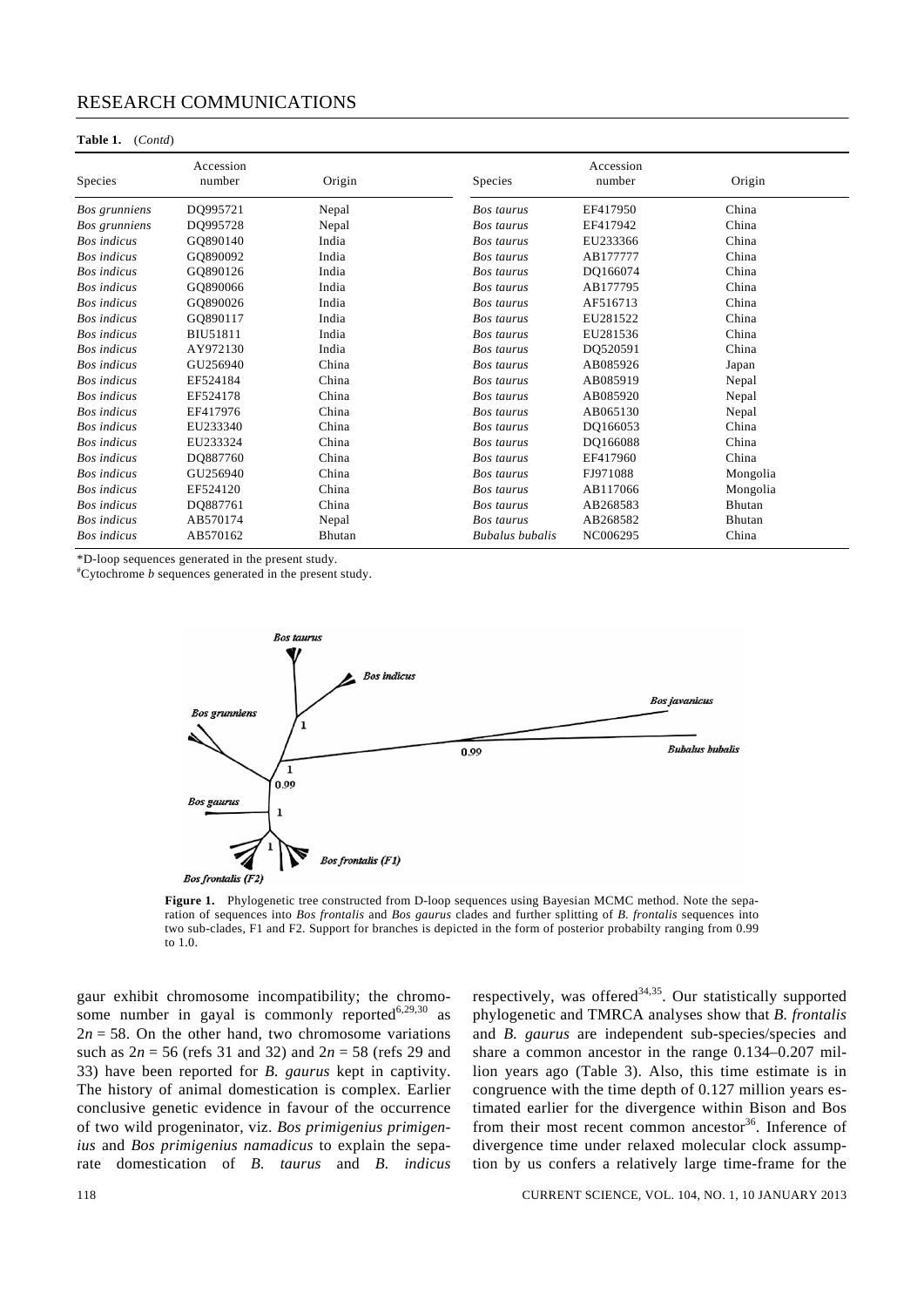**Table 1.** (*Contd*)

| Species | Accession number | Origin | Species | Accession number | Origin |
|---|---|---|---|---|---|
| *Bos grunniens* | DQ995721 | Nepal | *Bos taurus* | EF417950 | China |
| *Bos grunniens* | DQ995728 | Nepal | *Bos taurus* | EF417942 | China |
| *Bos indicus* | GQ890140 | India | *Bos taurus* | EU233366 | China |
| *Bos indicus* | GQ890092 | India | *Bos taurus* | AB177777 | China |
| *Bos indicus* | GQ890126 | India | *Bos taurus* | DQ166074 | China |
| *Bos indicus* | GQ890066 | India | *Bos taurus* | AB177795 | China |
| *Bos indicus* | GQ890026 | India | *Bos taurus* | AF516713 | China |
| *Bos indicus* | GQ890117 | India | *Bos taurus* | EU281522 | China |
| *Bos indicus* | BIU51811 | India | *Bos taurus* | EU281536 | China |
| *Bos indicus* | AY972130 | India | *Bos taurus* | DQ520591 | China |
| *Bos indicus* | GU256940 | China | *Bos taurus* | AB085926 | Japan |
| *Bos indicus* | EF524184 | China | *Bos taurus* | AB085919 | Nepal |
| *Bos indicus* | EF524178 | China | *Bos taurus* | AB085920 | Nepal |
| *Bos indicus* | EF417976 | China | *Bos taurus* | AB065130 | Nepal |
| *Bos indicus* | EU233340 | China | *Bos taurus* | DQ166053 | China |
| *Bos indicus* | EU233324 | China | *Bos taurus* | DQ166088 | China |
| *Bos indicus* | DQ887760 | China | *Bos taurus* | EF417960 | China |
| *Bos indicus* | GU256940 | China | *Bos taurus* | FJ971088 | Mongolia |
| *Bos indicus* | EF524120 | China | *Bos taurus* | AB117066 | Mongolia |
| *Bos indicus* | DQ887761 | China | *Bos taurus* | AB268583 | Bhutan |
| *Bos indicus* | AB570174 | Nepal | *Bos taurus* | AB268582 | Bhutan |
| *Bos indicus* | AB570162 | Bhutan | *Bubalus bubalis* | NC006295 | China |

*D-loop sequences generated in the present study.
#Cytochrome *b* sequences generated in the present study.

**Figure 1.** Phylogenetic tree constructed from D-loop sequences using Bayesian MCMC method. Note the separation of sequences into *Bos frontalis* and *Bos gaurus* clades and further splitting of *B. frontalis* sequences into two sub-clades, F1 and F2. Support for branches is depicted in the form of posterior probabilty ranging from 0.99 to 1.0.

gaur exhibit chromosome incompatibility; the chromosome number in gayal is commonly reported[6,29,30] as $2n = 58$. On the other hand, two chromosome variations such as $2n = 56$ (refs 31 and 32) and $2n = 58$ (refs 29 and 33) have been reported for *B. gaurus* kept in captivity. The history of animal domestication is complex. Earlier conclusive genetic evidence in favour of the occurrence of two wild progeninator, viz. *Bos primigenius primigenius* and *Bos primigenius namadicus* to explain the separate domestication of *B. taurus* and *B. indicus* respectively, was offered[34,35]. Our statistically supported phylogenetic and TMRCA analyses show that *B. frontalis* and *B. gaurus* are independent sub-species/species and share a common ancestor in the range 0.134–0.207 million years ago (Table 3). Also, this time estimate is in congruence with the time depth of 0.127 million years estimated earlier for the divergence within Bison and Bos from their most recent common ancestor[36]. Inference of divergence time under relaxed molecular clock assumption by us confers a relatively large time-frame for the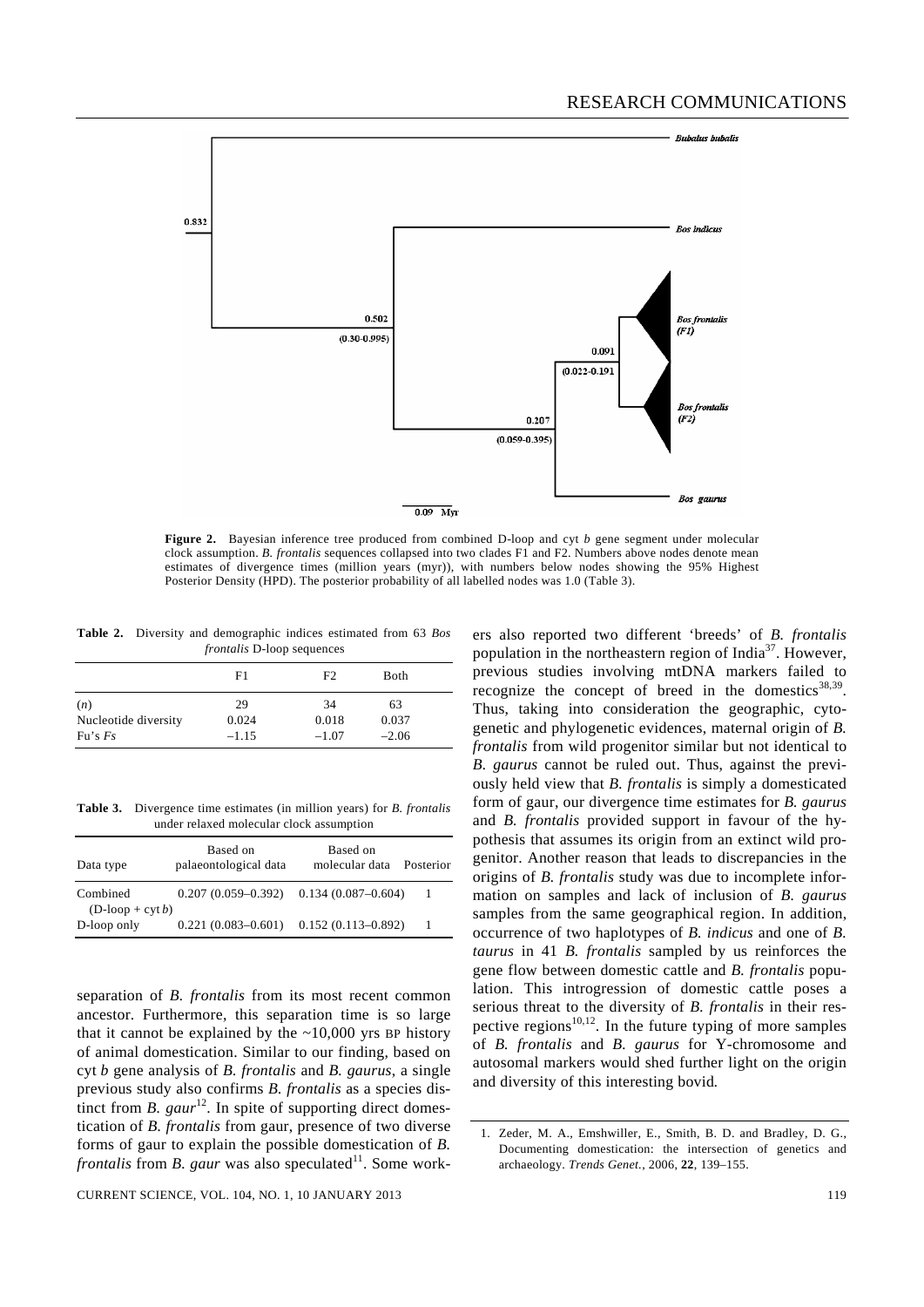**Figure 2.** Bayesian inference tree produced from combined D-loop and cyt *b* gene segment under molecular clock assumption. *B. frontalis* sequences collapsed into two clades F1 and F2. Numbers above nodes denote mean estimates of divergence times (million years (myr)), with numbers below nodes showing the 95% Highest Posterior Density (HPD). The posterior probability of all labelled nodes was 1.0 (Table 3).

**Table 2.** Diversity and demographic indices estimated from 63 *Bos frontalis* D-loop sequences

| | F1 | F2 | Both |
|---|---|---|---|
| (*n*) | 29 | 34 | 63 |
| Nucleotide diversity | 0.024 | 0.018 | 0.037 |
| Fu's *Fs* | –1.15 | –1.07 | –2.06 |

**Table 3.** Divergence time estimates (in million years) for *B. frontalis* under relaxed molecular clock assumption

| Data type | Based on palaeontological data | Based on molecular data | Posterior |
|---|---|---|---|
| Combined (D-loop + cyt *b*) | 0.207 (0.059–0.392) | 0.134 (0.087–0.604) | 1 |
| D-loop only | 0.221 (0.083–0.601) | 0.152 (0.113–0.892) | 1 |

separation of *B. frontalis* from its most recent common ancestor. Furthermore, this separation time is so large that it cannot be explained by the ~10,000 yrs BP history of animal domestication. Similar to our finding, based on cyt *b* gene analysis of *B. frontalis* and *B. gaurus*, a single previous study also confirms *B. frontalis* as a species distinct from *B. gaur*[12]. In spite of supporting direct domestication of *B. frontalis* from gaur, presence of two diverse forms of gaur to explain the possible domestication of *B. frontalis* from *B. gaur* was also speculated[11]. Some workers also reported two different 'breeds' of *B. frontalis* population in the northeastern region of India[37]. However, previous studies involving mtDNA markers failed to recognize the concept of breed in the domestics[38,39]. Thus, taking into consideration the geographic, cytogenetic and phylogenetic evidences, maternal origin of *B. frontalis* from wild progenitor similar but not identical to *B. gaurus* cannot be ruled out. Thus, against the previously held view that *B. frontalis* is simply a domesticated form of gaur, our divergence time estimates for *B. gaurus* and *B. frontalis* provided support in favour of the hypothesis that assumes its origin from an extinct wild progenitor. Another reason that leads to discrepancies in the origins of *B. frontalis* study was due to incomplete information on samples and lack of inclusion of *B. gaurus* samples from the same geographical region. In addition, occurrence of two haplotypes of *B. indicus* and one of *B. taurus* in 41 *B. frontalis* sampled by us reinforces the gene flow between domestic cattle and *B. frontalis* population. This introgression of domestic cattle poses a serious threat to the diversity of *B. frontalis* in their respective regions[10,12]. In the future typing of more samples of *B. frontalis* and *B. gaurus* for Y-chromosome and autosomal markers would shed further light on the origin and diversity of this interesting bovid.

1. Zeder, M. A., Emshwiller, E., Smith, B. D. and Bradley, D. G., Documenting domestication: the intersection of genetics and archaeology. *Trends Genet.*, 2006, **22**, 139–155.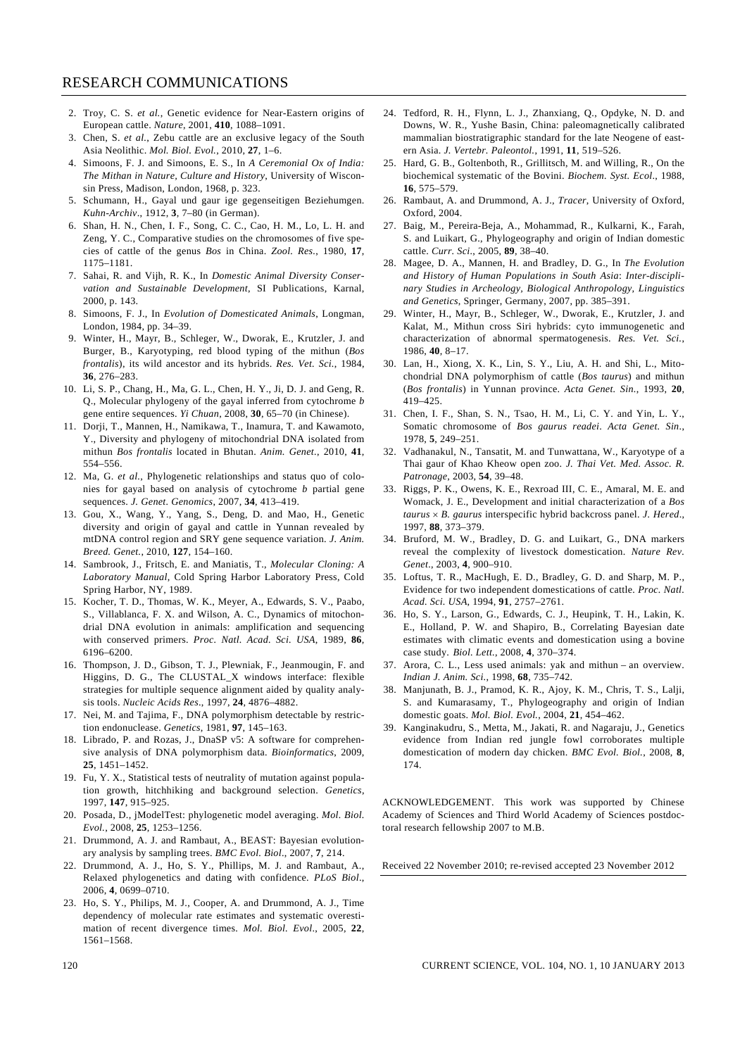2. Troy, C. S. *et al.*, Genetic evidence for Near-Eastern origins of European cattle. *Nature*, 2001, **410**, 1088–1091.
3. Chen, S. *et al.*, Zebu cattle are an exclusive legacy of the South Asia Neolithic. *Mol. Biol. Evol.*, 2010, **27**, 1–6.
4. Simoons, F. J. and Simoons, E. S., In *A Ceremonial Ox of India: The Mithan in Nature, Culture and History*, University of Wisconsin Press, Madison, London, 1968, p. 323.
5. Schumann, H., Gayal und gaur ige gegenseitigen Beziehumgen. *Kuhn-Archiv*., 1912, **3**, 7–80 (in German).
6. Shan, H. N., Chen, I. F., Song, C. C., Cao, H. M., Lo, L. H. and Zeng, Y. C., Comparative studies on the chromosomes of five species of cattle of the genus *Bos* in China. *Zool. Res.*, 1980, **17**, 1175–1181.
7. Sahai, R. and Vijh, R. K., In *Domestic Animal Diversity Conservation and Sustainable Development*, SI Publications, Karnal, 2000, p. 143.
8. Simoons, F. J., In *Evolution of Domesticated Animals*, Longman, London, 1984, pp. 34–39.
9. Winter, H., Mayr, B., Schleger, W., Dworak, E., Krutzler, J. and Burger, B., Karyotyping, red blood typing of the mithun (*Bos frontalis*), its wild ancestor and its hybrids. *Res. Vet. Sci.*, 1984, **36**, 276–283.
10. Li, S. P., Chang, H., Ma, G. L., Chen, H. Y., Ji, D. J. and Geng, R. Q., Molecular phylogeny of the gayal inferred from cytochrome *b* gene entire sequences. *Yi Chuan*, 2008, **30**, 65–70 (in Chinese).
11. Dorji, T., Mannen, H., Namikawa, T., Inamura, T. and Kawamoto, Y., Diversity and phylogeny of mitochondrial DNA isolated from mithun *Bos frontalis* located in Bhutan. *Anim. Genet*., 2010, **41**, 554–556.
12. Ma, G. *et al.*, Phylogenetic relationships and status quo of colonies for gayal based on analysis of cytochrome *b* partial gene sequences. *J. Genet. Genomics*, 2007, **34**, 413–419.
13. Guo, X., Wang, Y., Yang, S., Deng, D. and Mao, H., Genetic diversity and origin of gayal and cattle in Yunnan revealed by mtDNA control region and SRY gene sequence variation. *J. Anim. Breed. Genet.*, 2010, **127**, 154–160.
14. Sambrook, J., Fritsch, E. and Maniatis, T., *Molecular Cloning: A Laboratory Manual*, Cold Spring Harbor Laboratory Press, Cold Spring Harbor, NY, 1989.
15. Kocher, T. D., Thomas, W. K., Meyer, A., Edwards, S. V., Paabo, S., Villablanca, F. X. and Wilson, A. C., Dynamics of mitochondrial DNA evolution in animals: amplification and sequencing with conserved primers. *Proc. Natl. Acad. Sci. USA*, 1989, **86**, 6196–6200.
16. Thompson, J. D., Gibson, T. J., Plewniak, F., Jeanmougin, F. and Higgins, D. G., The CLUSTAL_X windows interface: flexible strategies for multiple sequence alignment aided by quality analysis tools. *Nucleic Acids Res*., 1997, **24**, 4876–4882.
17. Nei, M. and Tajima, F., DNA polymorphism detectable by restriction endonuclease. *Genetics*, 1981, **97**, 145–163.
18. Librado, P. and Rozas, J., DnaSP v5: A software for comprehensive analysis of DNA polymorphism data. *Bioinformatics*, 2009, **25**, 1451–1452.
19. Fu, Y. X., Statistical tests of neutrality of mutation against population growth, hitchhiking and background selection. *Genetics*, 1997, **147**, 915–925.
20. Posada, D., jModelTest: phylogenetic model averaging. *Mol. Biol. Evol.*, 2008, **25**, 1253–1256.
21. Drummond, A. J. and Rambaut, A., BEAST: Bayesian evolutionary analysis by sampling trees. *BMC Evol. Biol*., 2007, **7**, 214.
22. Drummond, A. J., Ho, S. Y., Phillips, M. J. and Rambaut, A., Relaxed phylogenetics and dating with confidence. *PLoS Biol*., 2006, **4**, 0699–0710.
23. Ho, S. Y., Philips, M. J., Cooper, A. and Drummond, A. J., Time dependency of molecular rate estimates and systematic overestimation of recent divergence times. *Mol. Biol. Evol*., 2005, **22**, 1561–1568.
24. Tedford, R. H., Flynn, L. J., Zhanxiang, Q., Opdyke, N. D. and Downs, W. R., Yushe Basin, China: paleomagnetically calibrated mammalian biostratigraphic standard for the late Neogene of eastern Asia. *J. Vertebr. Paleontol.*, 1991, **11**, 519–526.
25. Hard, G. B., Goltenboth, R., Grillitsch, M. and Willing, R., On the biochemical systematic of the Bovini. *Biochem. Syst. Ecol*., 1988, **16**, 575–579.
26. Rambaut, A. and Drummond, A. J., *Tracer*, University of Oxford, Oxford, 2004.
27. Baig, M., Pereira-Beja, A., Mohammad, R., Kulkarni, K., Farah, S. and Luikart, G., Phylogeography and origin of Indian domestic cattle. *Curr. Sci*., 2005, **89**, 38–40.
28. Magee, D. A., Mannen, H. and Bradley, D. G., In *The Evolution and History of Human Populations in South Asia*: *Inter-disciplinary Studies in Archeology, Biological Anthropology, Linguistics and Genetics*, Springer, Germany, 2007, pp. 385–391.
29. Winter, H., Mayr, B., Schleger, W., Dworak, E., Krutzler, J. and Kalat, M., Mithun cross Siri hybrids: cyto immunogenetic and characterization of abnormal spermatogenesis. *Res. Vet. Sci.*, 1986, **40**, 8–17.
30. Lan, H., Xiong, X. K., Lin, S. Y., Liu, A. H. and Shi, L., Mitochondrial DNA polymorphism of cattle (*Bos taurus*) and mithun (*Bos frontalis*) in Yunnan province. *Acta Genet. Sin.*, 1993, **20**, 419–425.
31. Chen, I. F., Shan, S. N., Tsao, H. M., Li, C. Y. and Yin, L. Y., Somatic chromosome of *Bos gaurus readei*. *Acta Genet. Sin*., 1978, **5**, 249–251.
32. Vadhanakul, N., Tansatit, M. and Tunwattana, W., Karyotype of a Thai gaur of Khao Kheow open zoo. *J. Thai Vet. Med. Assoc. R. Patronage*, 2003, **54**, 39–48.
33. Riggs, P. K., Owens, K. E., Rexroad III, C. E., Amaral, M. E. and Womack, J. E., Development and initial characterization of a *Bos taurus* × *B. gaurus* interspecific hybrid backcross panel. *J. Hered*., 1997, **88**, 373–379.
34. Bruford, M. W., Bradley, D. G. and Luikart, G., DNA markers reveal the complexity of livestock domestication. *Nature Rev. Genet*., 2003, **4**, 900–910.
35. Loftus, T. R., MacHugh, E. D., Bradley, G. D. and Sharp, M. P., Evidence for two independent domestications of cattle. *Proc. Natl. Acad. Sci. USA*, 1994, **91**, 2757–2761.
36. Ho, S. Y., Larson, G., Edwards, C. J., Heupink, T. H., Lakin, K. E., Holland, P. W. and Shapiro, B., Correlating Bayesian date estimates with climatic events and domestication using a bovine case study. *Biol. Lett.*, 2008, **4**, 370–374.
37. Arora, C. L., Less used animals: yak and mithun – an overview. *Indian J. Anim. Sci.*, 1998, **68**, 735–742.
38. Manjunath, B. J., Pramod, K. R., Ajoy, K. M., Chris, T. S., Lalji, S. and Kumarasamy, T., Phylogeography and origin of Indian domestic goats. *Mol. Biol. Evol.*, 2004, **21**, 454–462.
39. Kanginakudru, S., Metta, M., Jakati, R. and Nagaraju, J., Genetics evidence from Indian red jungle fowl corroborates multiple domestication of modern day chicken. *BMC Evol. Biol.*, 2008, **8**, 174.

ACKNOWLEDGEMENT. This work was supported by Chinese Academy of Sciences and Third World Academy of Sciences postdoctoral research fellowship 2007 to M.B.

Received 22 November 2010; re-revised accepted 23 November 2012